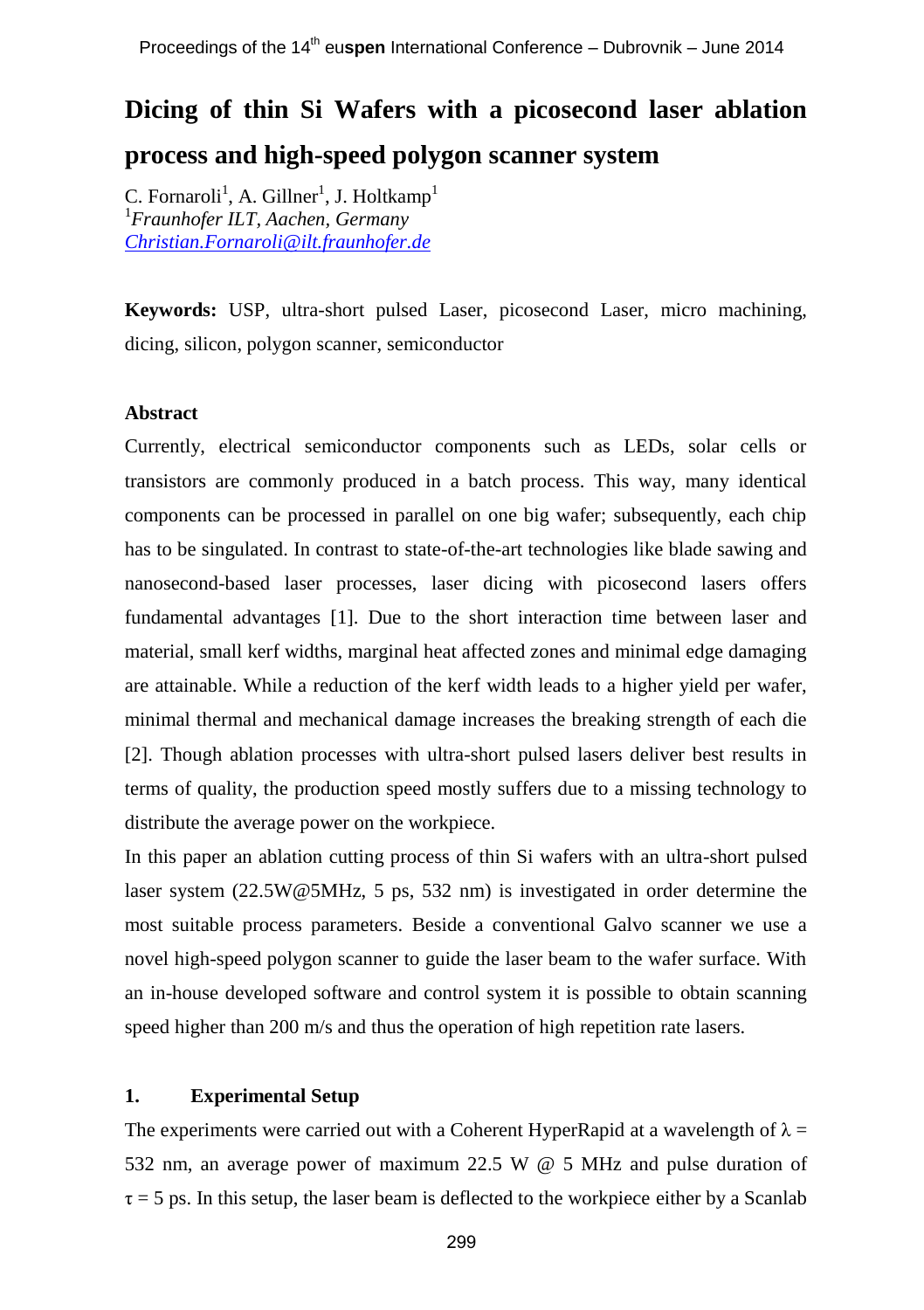# Dicing of thin Si Wafers with a picosecond laser ablation process and high-speed polygon scanner system

C. Fornaroli[1], A. Gillner[1], J. Holtkamp[1]
[1]*Fraunhofer ILT, Aachen, Germany*
*Christian.Fornaroli@ilt.fraunhofer.de*

**Keywords:** USP, ultra-short pulsed Laser, picosecond Laser, micro machining, dicing, silicon, polygon scanner, semiconductor

### Abstract

Currently, electrical semiconductor components such as LEDs, solar cells or transistors are commonly produced in a batch process. This way, many identical components can be processed in parallel on one big wafer; subsequently, each chip has to be singulated. In contrast to state-of-the-art technologies like blade sawing and nanosecond-based laser processes, laser dicing with picosecond lasers offers fundamental advantages [1]. Due to the short interaction time between laser and material, small kerf widths, marginal heat affected zones and minimal edge damaging are attainable. While a reduction of the kerf width leads to a higher yield per wafer, minimal thermal and mechanical damage increases the breaking strength of each die [2]. Though ablation processes with ultra-short pulsed lasers deliver best results in terms of quality, the production speed mostly suffers due to a missing technology to distribute the average power on the workpiece.

In this paper an ablation cutting process of thin Si wafers with an ultra-short pulsed laser system (22.5W@5MHz, 5 ps, 532 nm) is investigated in order determine the most suitable process parameters. Beside a conventional Galvo scanner we use a novel high-speed polygon scanner to guide the laser beam to the wafer surface. With an in-house developed software and control system it is possible to obtain scanning speed higher than 200 m/s and thus the operation of high repetition rate lasers.

### 1. Experimental Setup

The experiments were carried out with a Coherent HyperRapid at a wavelength of $\lambda$ = 532 nm, an average power of maximum 22.5 W @ 5 MHz and pulse duration of $\tau$ = 5 ps. In this setup, the laser beam is deflected to the workpiece either by a Scanlab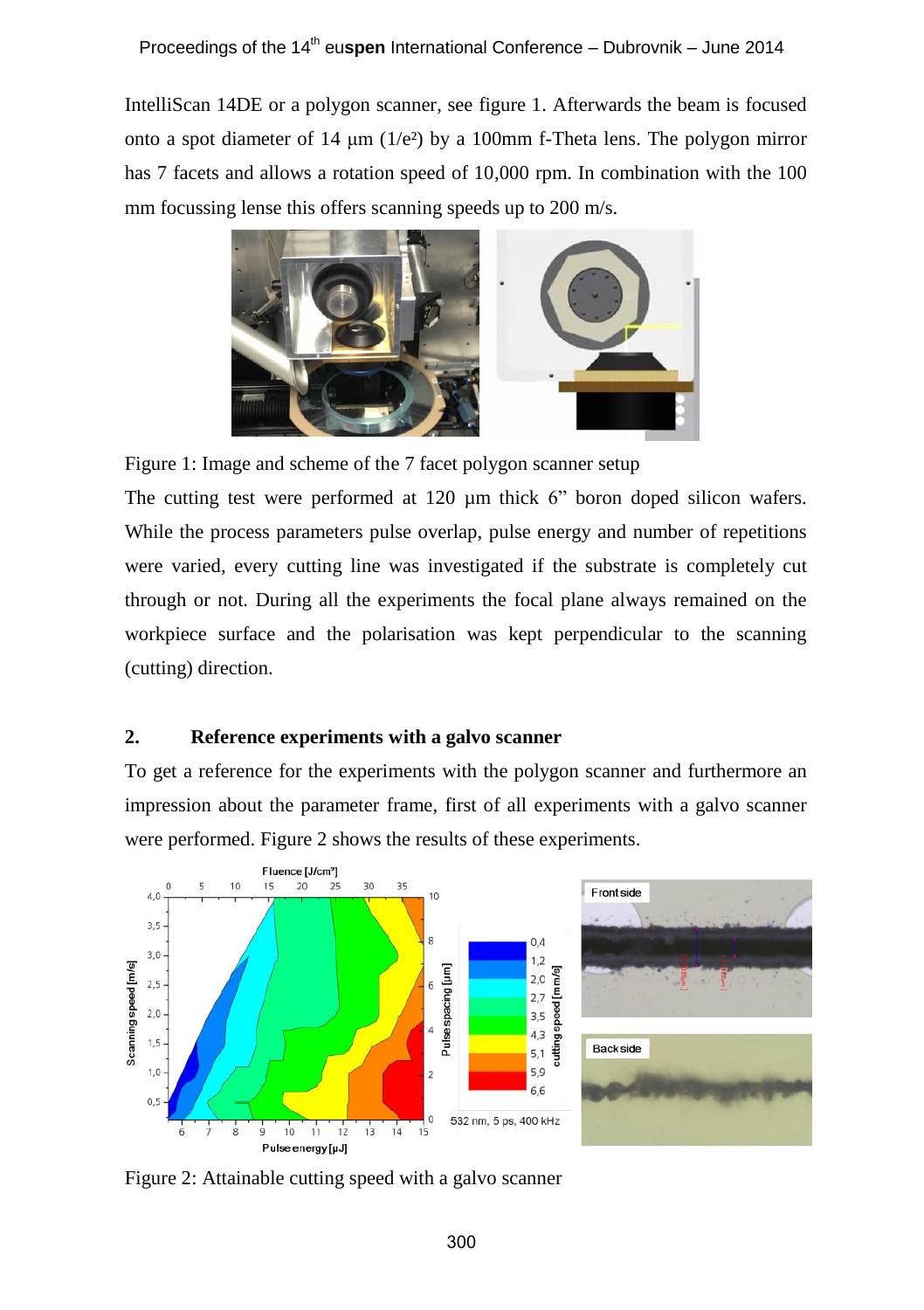IntelliScan 14DE or a polygon scanner, see figure 1. Afterwards the beam is focused onto a spot diameter of 14 µm ($1/e^2$) by a 100mm f-Theta lens. The polygon mirror has 7 facets and allows a rotation speed of 10,000 rpm. In combination with the 100 mm focussing lense this offers scanning speeds up to 200 m/s.

Figure 1: Image and scheme of the 7 facet polygon scanner setup

The cutting test were performed at 120 µm thick 6" boron doped silicon wafers. While the process parameters pulse overlap, pulse energy and number of repetitions were varied, every cutting line was investigated if the substrate is completely cut through or not. During all the experiments the focal plane always remained on the workpiece surface and the polarisation was kept perpendicular to the scanning (cutting) direction.

## 2. Reference experiments with a galvo scanner

To get a reference for the experiments with the polygon scanner and furthermore an impression about the parameter frame, first of all experiments with a galvo scanner were performed. Figure 2 shows the results of these experiments.

Figure 2: Attainable cutting speed with a galvo scanner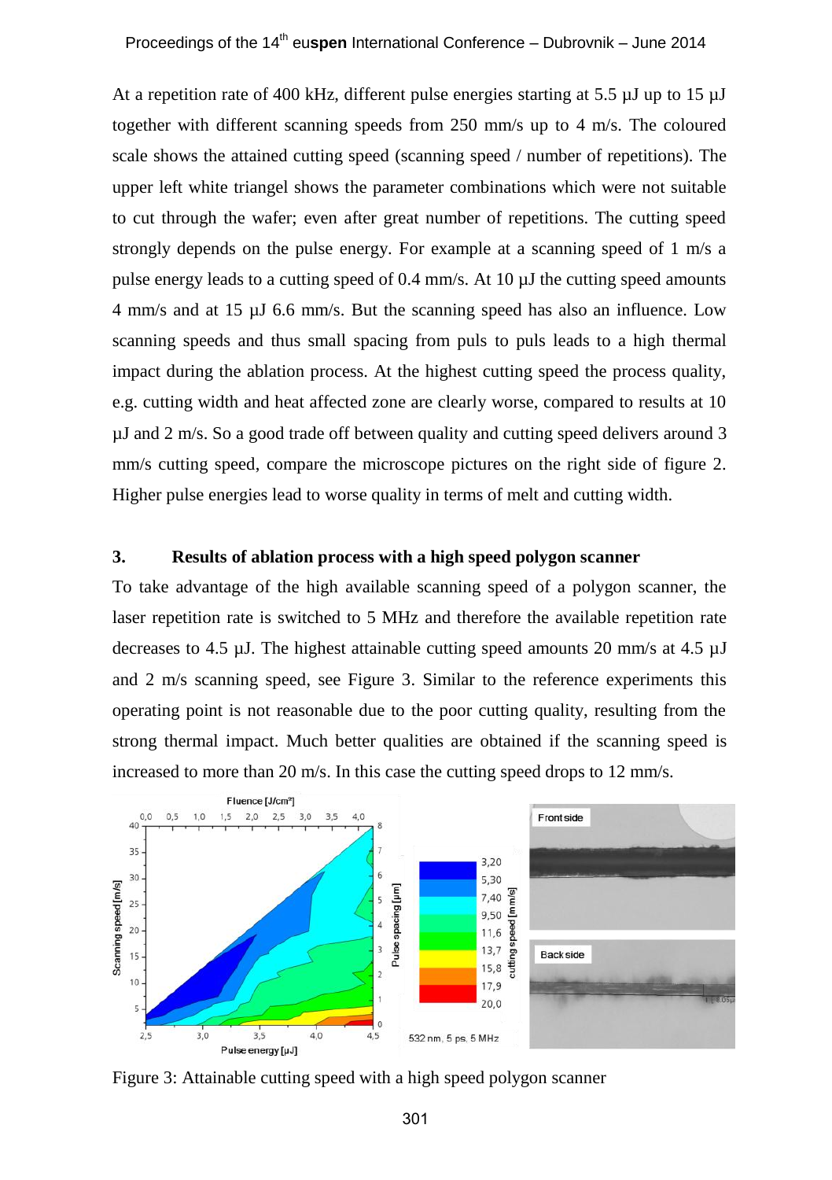At a repetition rate of 400 kHz, different pulse energies starting at 5.5 µJ up to 15 µJ together with different scanning speeds from 250 mm/s up to 4 m/s. The coloured scale shows the attained cutting speed (scanning speed / number of repetitions). The upper left white triangel shows the parameter combinations which were not suitable to cut through the wafer; even after great number of repetitions. The cutting speed strongly depends on the pulse energy. For example at a scanning speed of 1 m/s a pulse energy leads to a cutting speed of 0.4 mm/s. At 10 µJ the cutting speed amounts 4 mm/s and at 15 µJ 6.6 mm/s. But the scanning speed has also an influence. Low scanning speeds and thus small spacing from puls to puls leads to a high thermal impact during the ablation process. At the highest cutting speed the process quality, e.g. cutting width and heat affected zone are clearly worse, compared to results at 10 µJ and 2 m/s. So a good trade off between quality and cutting speed delivers around 3 mm/s cutting speed, compare the microscope pictures on the right side of figure 2. Higher pulse energies lead to worse quality in terms of melt and cutting width.

## 3. Results of ablation process with a high speed polygon scanner

To take advantage of the high available scanning speed of a polygon scanner, the laser repetition rate is switched to 5 MHz and therefore the available repetition rate decreases to 4.5 µJ. The highest attainable cutting speed amounts 20 mm/s at 4.5 µJ and 2 m/s scanning speed, see Figure 3. Similar to the reference experiments this operating point is not reasonable due to the poor cutting quality, resulting from the strong thermal impact. Much better qualities are obtained if the scanning speed is increased to more than 20 m/s. In this case the cutting speed drops to 12 mm/s.

Figure 3: Attainable cutting speed with a high speed polygon scanner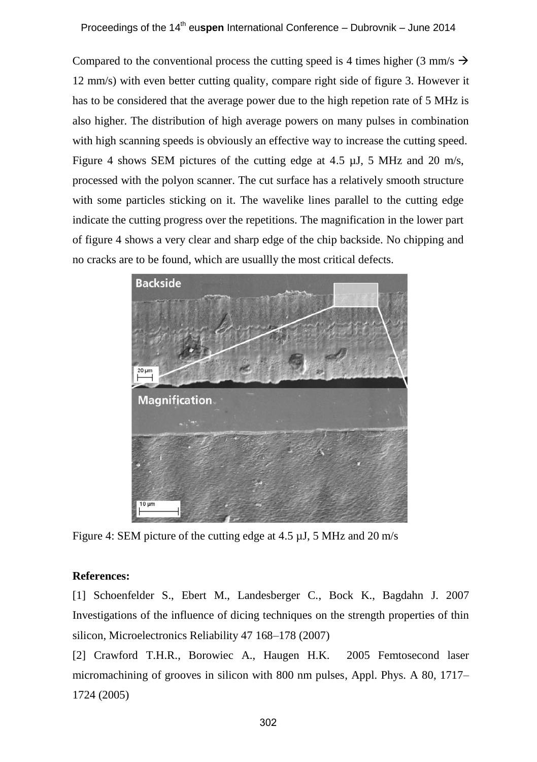Compared to the conventional process the cutting speed is 4 times higher (3 mm/s → 12 mm/s) with even better cutting quality, compare right side of figure 3. However it has to be considered that the average power due to the high repetion rate of 5 MHz is also higher. The distribution of high average powers on many pulses in combination with high scanning speeds is obviously an effective way to increase the cutting speed. Figure 4 shows SEM pictures of the cutting edge at 4.5 µJ, 5 MHz and 20 m/s, processed with the polyon scanner. The cut surface has a relatively smooth structure with some particles sticking on it. The wavelike lines parallel to the cutting edge indicate the cutting progress over the repetitions. The magnification in the lower part of figure 4 shows a very clear and sharp edge of the chip backside. No chipping and no cracks are to be found, which are usuallly the most critical defects.

Backside

20 µm

Magnification

10 µm

Figure 4: SEM picture of the cutting edge at 4.5 µJ, 5 MHz and 20 m/s

**References:**

[1] Schoenfelder S., Ebert M., Landesberger C., Bock K., Bagdahn J. 2007 Investigations of the influence of dicing techniques on the strength properties of thin silicon, Microelectronics Reliability 47 168–178 (2007)

[2] Crawford T.H.R., Borowiec A., Haugen H.K. 2005 Femtosecond laser micromachining of grooves in silicon with 800 nm pulses, Appl. Phys. A 80, 1717–1724 (2005)